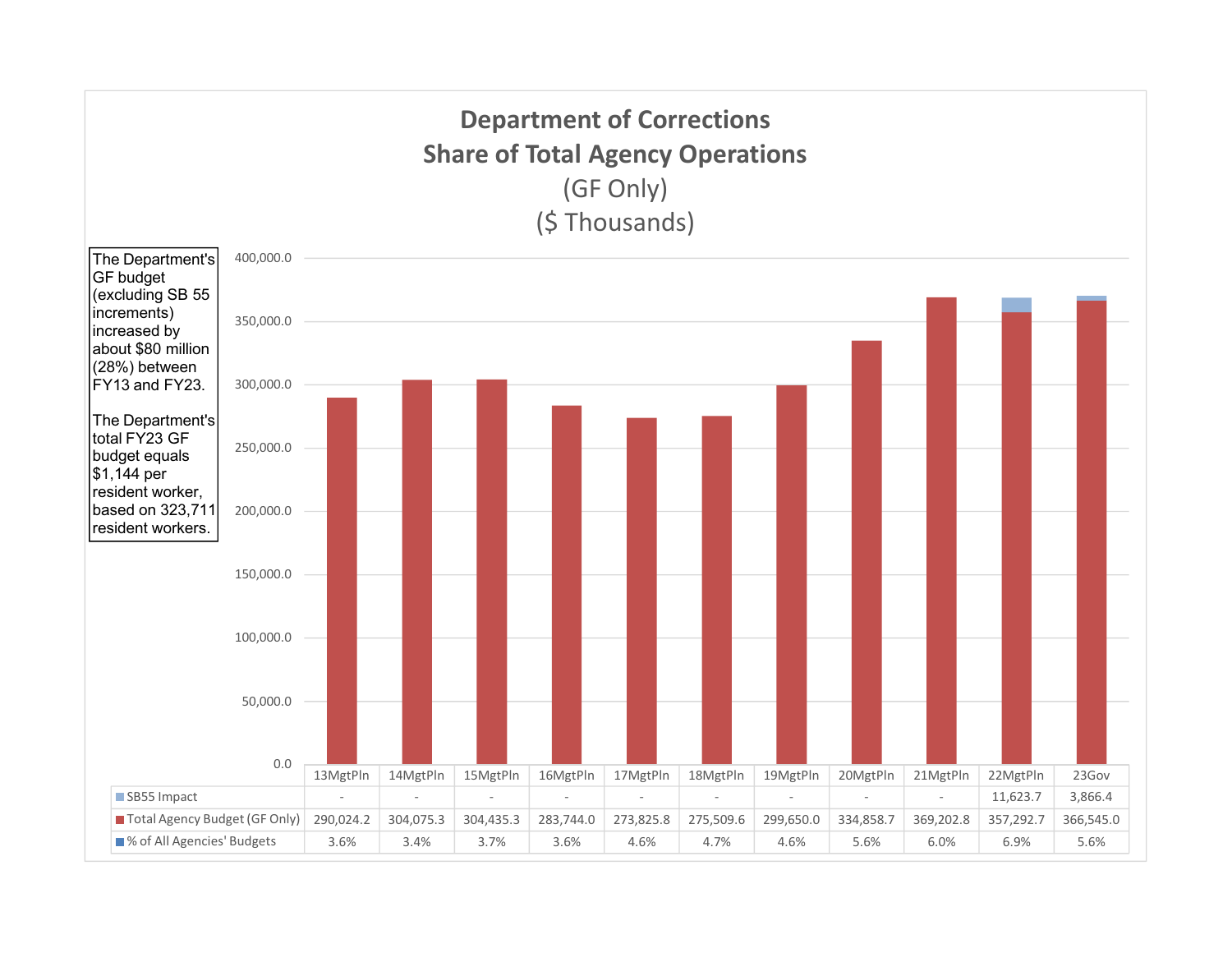# Department of Corrections
## Share of Total Agency Operations
(GF Only)
($ Thousands)

The Department's GF budget (excluding SB 55 increments) increased by about $80 million (28%) between FY13 and FY23.

The Department's total FY23 GF budget equals $1,144 per resident worker, based on 323,711 resident workers.

| | 13MgtPln | 14MgtPln | 15MgtPln | 16MgtPln | 17MgtPln | 18MgtPln | 19MgtPln | 20MgtPln | 21MgtPln | 22MgtPln | 23Gov |
|---|---|---|---|---|---|---|---|---|---|---|---|
| SB55 Impact | - | - | - | - | - | - | - | - | - | 11,623.7 | 3,866.4 |
| Total Agency Budget (GF Only) | 290,024.2 | 304,075.3 | 304,435.3 | 283,744.0 | 273,825.8 | 275,509.6 | 299,650.0 | 334,858.7 | 369,202.8 | 357,292.7 | 366,545.0 |
| % of All Agencies' Budgets | 3.6% | 3.4% | 3.7% | 3.6% | 4.6% | 4.7% | 4.6% | 5.6% | 6.0% | 6.9% | 5.6% |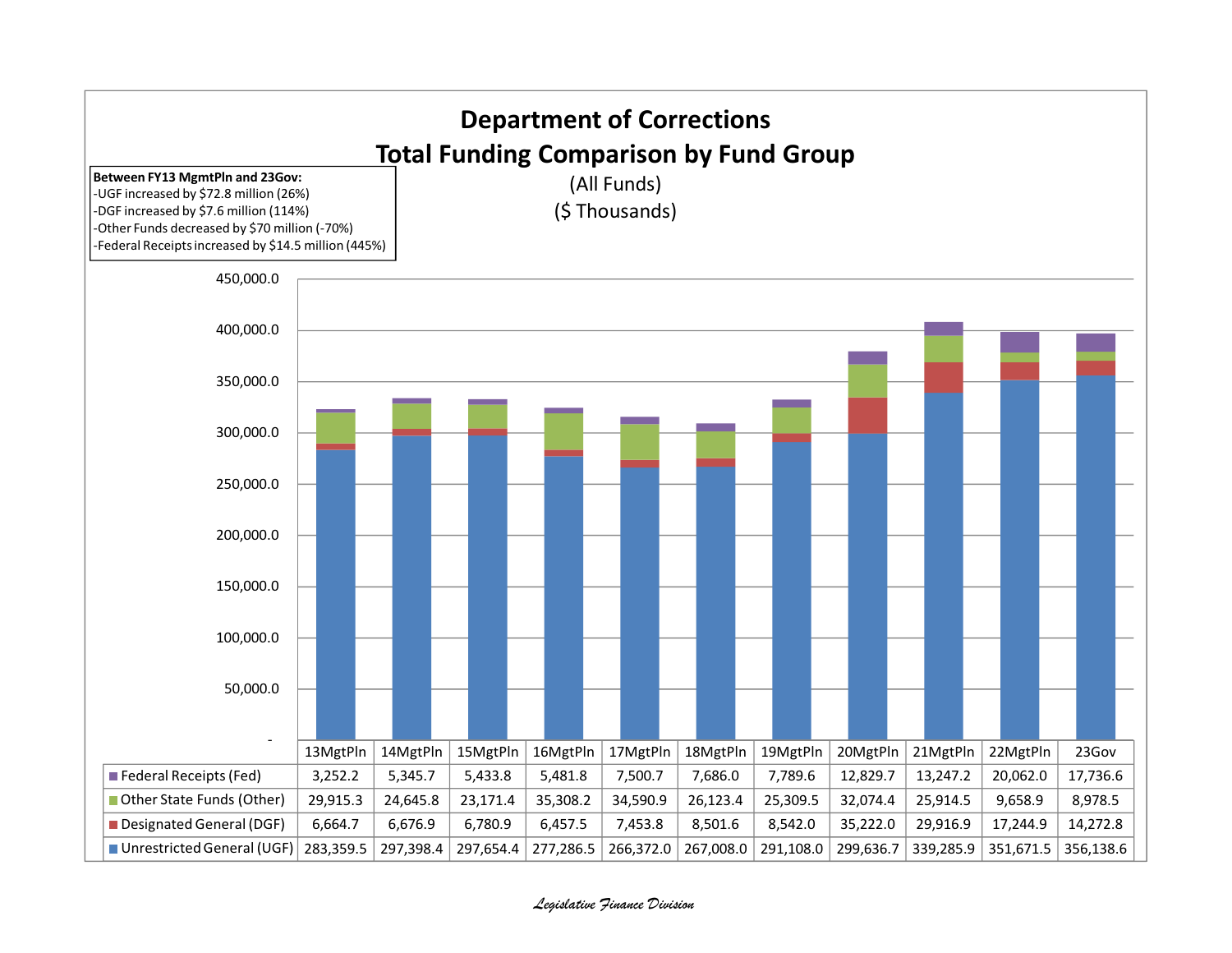# Department of Corrections

## Total Funding Comparison by Fund Group

(All Funds)

($ Thousands)

**Between FY13 MgmtPln and 23Gov:**
- UGF increased by $72.8 million (26%)
- DGF increased by $7.6 million (114%)
- Other Funds decreased by $70 million (-70%)
- Federal Receipts increased by $14.5 million (445%)

| | 13MgtPln | 14MgtPln | 15MgtPln | 16MgtPln | 17MgtPln | 18MgtPln | 19MgtPln | 20MgtPln | 21MgtPln | 22MgtPln | 23Gov |
|---|---|---|---|---|---|---|---|---|---|---|---|
| Federal Receipts (Fed) | 3,252.2 | 5,345.7 | 5,433.8 | 5,481.8 | 7,500.7 | 7,686.0 | 7,789.6 | 12,829.7 | 13,247.2 | 20,062.0 | 17,736.6 |
| Other State Funds (Other) | 29,915.3 | 24,645.8 | 23,171.4 | 35,308.2 | 34,590.9 | 26,123.4 | 25,309.5 | 32,074.4 | 25,914.5 | 9,658.9 | 8,978.5 |
| Designated General (DGF) | 6,664.7 | 6,676.9 | 6,780.9 | 6,457.5 | 7,453.8 | 8,501.6 | 8,542.0 | 35,222.0 | 29,916.9 | 17,244.9 | 14,272.8 |
| Unrestricted General (UGF) | 283,359.5 | 297,398.4 | 297,654.4 | 277,286.5 | 266,372.0 | 267,008.0 | 291,108.0 | 299,636.7 | 339,285.9 | 351,671.5 | 356,138.6 |

*Legislative Finance Division*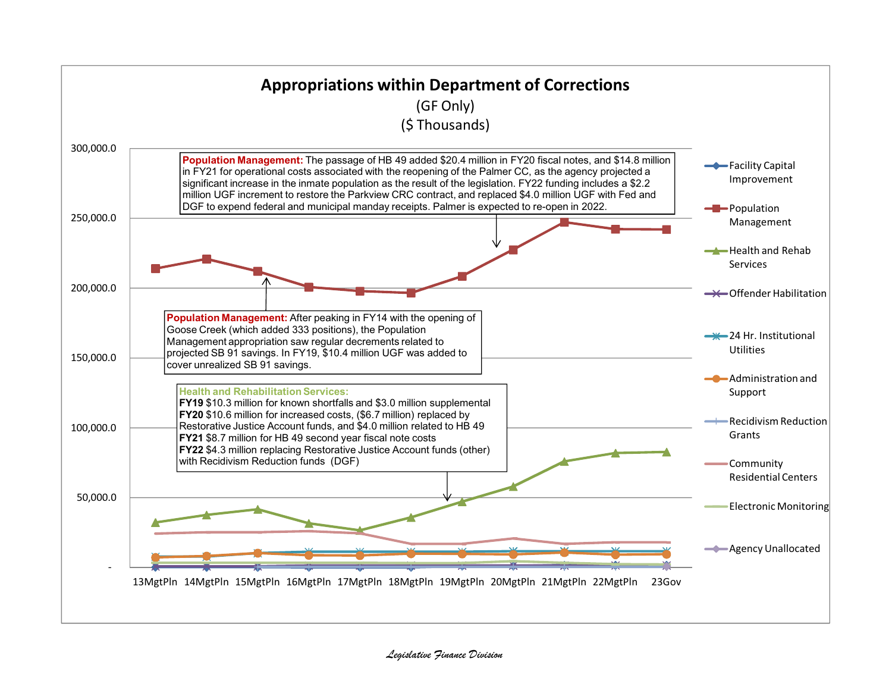# Appropriations within Department of Corrections

(GF Only)

($ Thousands)

300,000.0
250,000.0
200,000.0
150,000.0
100,000.0
50,000.0
-

13MgtPln 14MgtPln 15MgtPln 16MgtPln 17MgtPln 18MgtPln 19MgtPln 20MgtPln 21MgtPln 22MgtPln 23Gov

**Population Management:** The passage of HB 49 added $20.4 million in FY20 fiscal notes, and $14.8 million in FY21 for operational costs associated with the reopening of the Palmer CC, as the agency projected a significant increase in the inmate population as the result of the legislation. FY22 funding includes a $2.2 million UGF increment to restore the Parkview CRC contract, and replaced $4.0 million UGF with Fed and DGF to expend federal and municipal manday receipts. Palmer is expected to re-open in 2022.

**Population Management:** After peaking in FY14 with the opening of Goose Creek (which added 333 positions), the Population Management appropriation saw regular decrements related to projected SB 91 savings. In FY19, $10.4 million UGF was added to cover unrealized SB 91 savings.

**Health and Rehabilitation Services:**
**FY19** $10.3 million for known shortfalls and $3.0 million supplemental
**FY20** $10.6 million for increased costs, ($6.7 million) replaced by Restorative Justice Account funds, and $4.0 million related to HB 49
**FY21** $8.7 million for HB 49 second year fiscal note costs
**FY22** $4.3 million replacing Restorative Justice Account funds (other) with Recidivism Reduction funds (DGF)

Facility Capital Improvement
Population Management
Health and Rehab Services
Offender Habilitation
24 Hr. Institutional Utilities
Administration and Support
Recidivism Reduction Grants
Community Residential Centers
Electronic Monitoring
Agency Unallocated

*Legislative Finance Division*